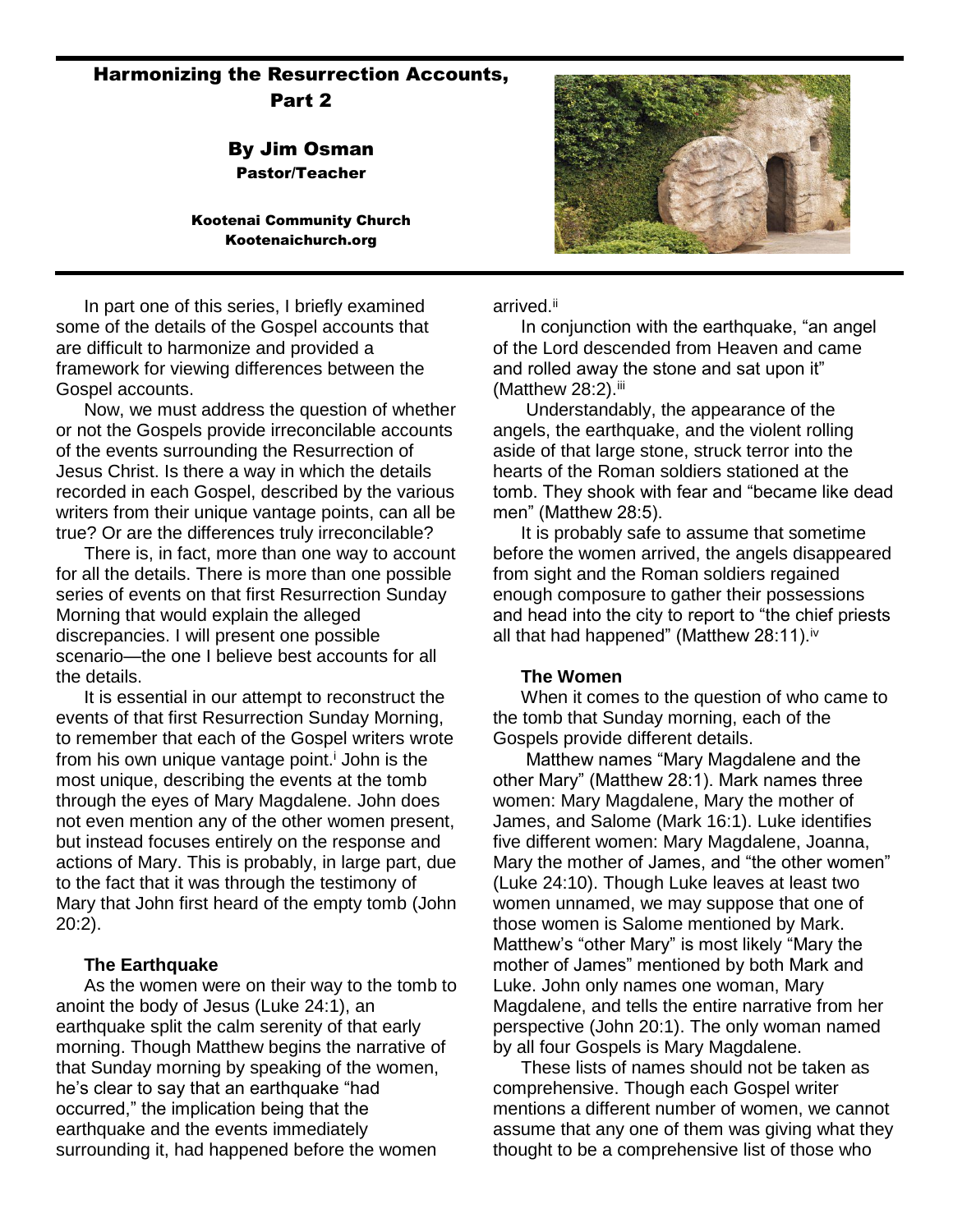# Harmonizing the Resurrection Accounts, Part 2

**By Jim Osman**
**Pastor/Teacher**

**Kootenai Community Church**
**Kootenaichurch.org**

In part one of this series, I briefly examined some of the details of the Gospel accounts that are difficult to harmonize and provided a framework for viewing differences between the Gospel accounts.

Now, we must address the question of whether or not the Gospels provide irreconcilable accounts of the events surrounding the Resurrection of Jesus Christ. Is there a way in which the details recorded in each Gospel, described by the various writers from their unique vantage points, can all be true? Or are the differences truly irreconcilable?

There is, in fact, more than one way to account for all the details. There is more than one possible series of events on that first Resurrection Sunday Morning that would explain the alleged discrepancies. I will present one possible scenario—the one I believe best accounts for all the details.

It is essential in our attempt to reconstruct the events of that first Resurrection Sunday Morning, to remember that each of the Gospel writers wrote from his own unique vantage point.[i] John is the most unique, describing the events at the tomb through the eyes of Mary Magdalene. John does not even mention any of the other women present, but instead focuses entirely on the response and actions of Mary. This is probably, in large part, due to the fact that it was through the testimony of Mary that John first heard of the empty tomb (John 20:2).

**The Earthquake**

As the women were on their way to the tomb to anoint the body of Jesus (Luke 24:1), an earthquake split the calm serenity of that early morning. Though Matthew begins the narrative of that Sunday morning by speaking of the women, he's clear to say that an earthquake "had occurred," the implication being that the earthquake and the events immediately surrounding it, had happened before the women arrived.[ii]

In conjunction with the earthquake, "an angel of the Lord descended from Heaven and came and rolled away the stone and sat upon it" (Matthew 28:2).[iii]

Understandably, the appearance of the angels, the earthquake, and the violent rolling aside of that large stone, struck terror into the hearts of the Roman soldiers stationed at the tomb. They shook with fear and "became like dead men" (Matthew 28:5).

It is probably safe to assume that sometime before the women arrived, the angels disappeared from sight and the Roman soldiers regained enough composure to gather their possessions and head into the city to report to "the chief priests all that had happened" (Matthew 28:11).[iv]

**The Women**

When it comes to the question of who came to the tomb that Sunday morning, each of the Gospels provide different details.

Matthew names "Mary Magdalene and the other Mary" (Matthew 28:1). Mark names three women: Mary Magdalene, Mary the mother of James, and Salome (Mark 16:1). Luke identifies five different women: Mary Magdalene, Joanna, Mary the mother of James, and "the other women" (Luke 24:10). Though Luke leaves at least two women unnamed, we may suppose that one of those women is Salome mentioned by Mark. Matthew's "other Mary" is most likely "Mary the mother of James" mentioned by both Mark and Luke. John only names one woman, Mary Magdalene, and tells the entire narrative from her perspective (John 20:1). The only woman named by all four Gospels is Mary Magdalene.

These lists of names should not be taken as comprehensive. Though each Gospel writer mentions a different number of women, we cannot assume that any one of them was giving what they thought to be a comprehensive list of those who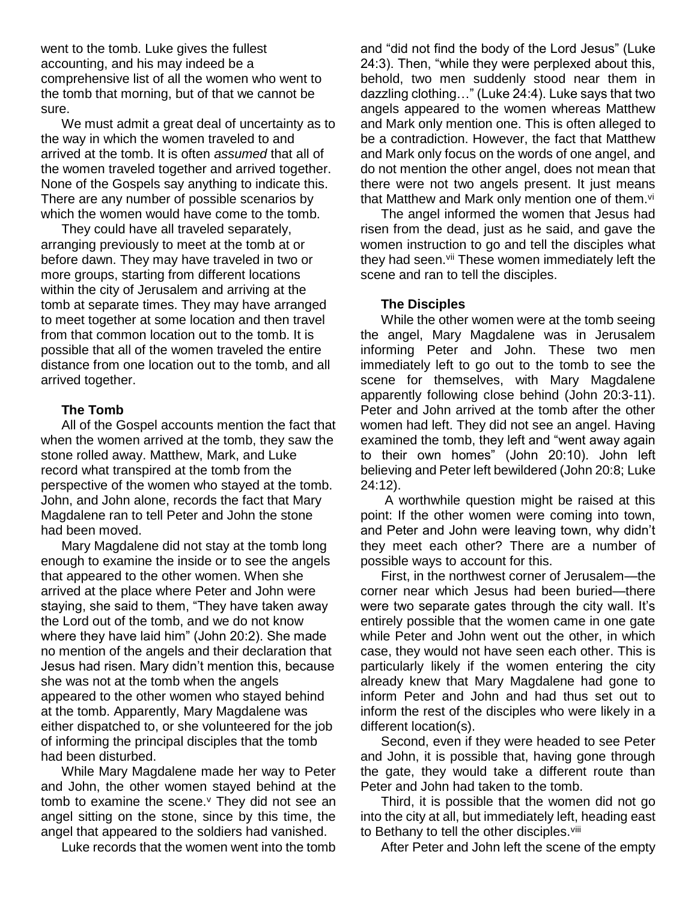went to the tomb. Luke gives the fullest accounting, and his may indeed be a comprehensive list of all the women who went to the tomb that morning, but of that we cannot be sure.

We must admit a great deal of uncertainty as to the way in which the women traveled to and arrived at the tomb. It is often *assumed* that all of the women traveled together and arrived together. None of the Gospels say anything to indicate this. There are any number of possible scenarios by which the women would have come to the tomb.

They could have all traveled separately, arranging previously to meet at the tomb at or before dawn. They may have traveled in two or more groups, starting from different locations within the city of Jerusalem and arriving at the tomb at separate times. They may have arranged to meet together at some location and then travel from that common location out to the tomb. It is possible that all of the women traveled the entire distance from one location out to the tomb, and all arrived together.

### The Tomb

All of the Gospel accounts mention the fact that when the women arrived at the tomb, they saw the stone rolled away. Matthew, Mark, and Luke record what transpired at the tomb from the perspective of the women who stayed at the tomb. John, and John alone, records the fact that Mary Magdalene ran to tell Peter and John the stone had been moved.

Mary Magdalene did not stay at the tomb long enough to examine the inside or to see the angels that appeared to the other women. When she arrived at the place where Peter and John were staying, she said to them, "They have taken away the Lord out of the tomb, and we do not know where they have laid him" (John 20:2). She made no mention of the angels and their declaration that Jesus had risen. Mary didn't mention this, because she was not at the tomb when the angels appeared to the other women who stayed behind at the tomb. Apparently, Mary Magdalene was either dispatched to, or she volunteered for the job of informing the principal disciples that the tomb had been disturbed.

While Mary Magdalene made her way to Peter and John, the other women stayed behind at the tomb to examine the scene.[v] They did not see an angel sitting on the stone, since by this time, the angel that appeared to the soldiers had vanished.

Luke records that the women went into the tomb and "did not find the body of the Lord Jesus" (Luke 24:3). Then, "while they were perplexed about this, behold, two men suddenly stood near them in dazzling clothing…" (Luke 24:4). Luke says that two angels appeared to the women whereas Matthew and Mark only mention one. This is often alleged to be a contradiction. However, the fact that Matthew and Mark only focus on the words of one angel, and do not mention the other angel, does not mean that there were not two angels present. It just means that Matthew and Mark only mention one of them.[vi]

The angel informed the women that Jesus had risen from the dead, just as he said, and gave the women instruction to go and tell the disciples what they had seen.[vii] These women immediately left the scene and ran to tell the disciples.

### The Disciples

While the other women were at the tomb seeing the angel, Mary Magdalene was in Jerusalem informing Peter and John. These two men immediately left to go out to the tomb to see the scene for themselves, with Mary Magdalene apparently following close behind (John 20:3-11). Peter and John arrived at the tomb after the other women had left. They did not see an angel. Having examined the tomb, they left and "went away again to their own homes" (John 20:10). John left believing and Peter left bewildered (John 20:8; Luke 24:12).

A worthwhile question might be raised at this point: If the other women were coming into town, and Peter and John were leaving town, why didn't they meet each other? There are a number of possible ways to account for this.

First, in the northwest corner of Jerusalem—the corner near which Jesus had been buried—there were two separate gates through the city wall. It's entirely possible that the women came in one gate while Peter and John went out the other, in which case, they would not have seen each other. This is particularly likely if the women entering the city already knew that Mary Magdalene had gone to inform Peter and John and had thus set out to inform the rest of the disciples who were likely in a different location(s).

Second, even if they were headed to see Peter and John, it is possible that, having gone through the gate, they would take a different route than Peter and John had taken to the tomb.

Third, it is possible that the women did not go into the city at all, but immediately left, heading east to Bethany to tell the other disciples.[viii]

After Peter and John left the scene of the empty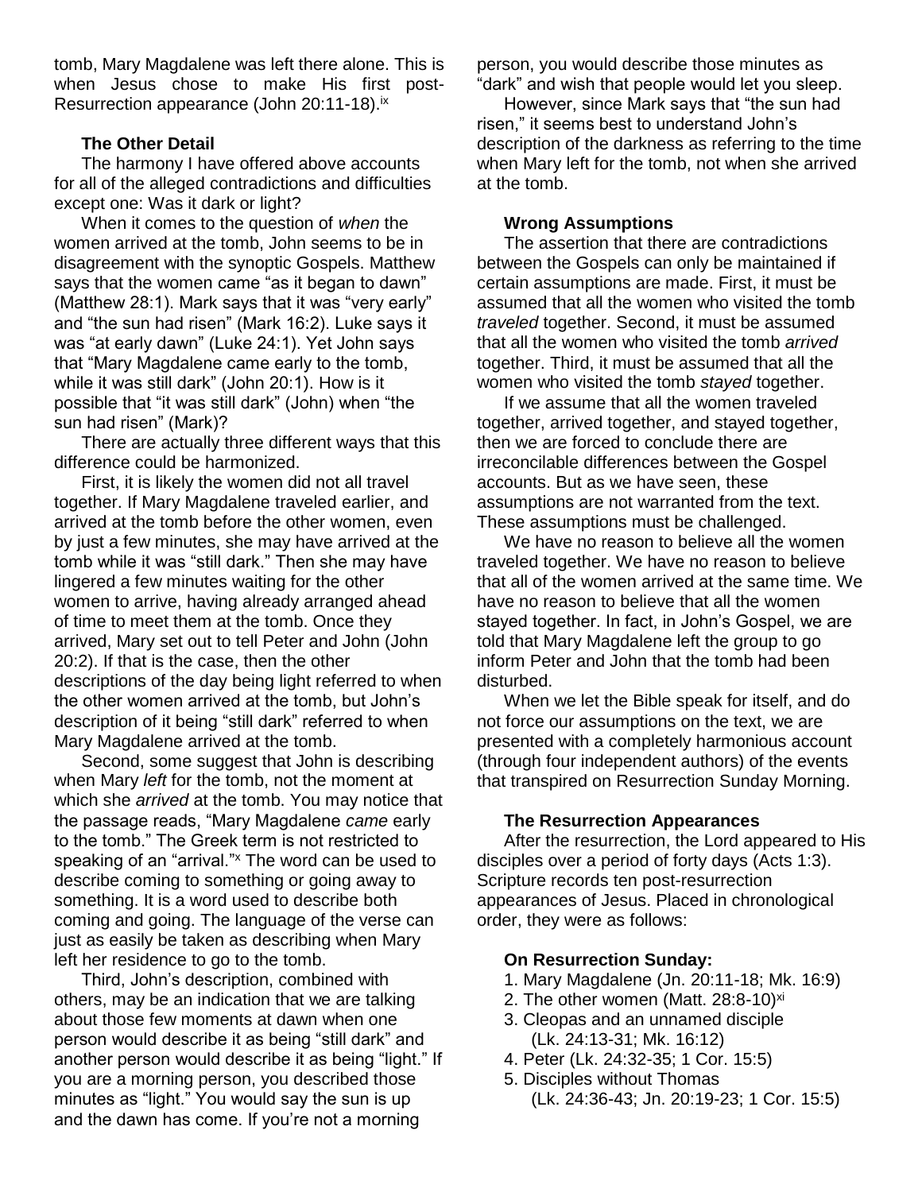tomb, Mary Magdalene was left there alone. This is when Jesus chose to make His first post-Resurrection appearance (John 20:11-18).[ix]

### The Other Detail

The harmony I have offered above accounts for all of the alleged contradictions and difficulties except one: Was it dark or light?

When it comes to the question of *when* the women arrived at the tomb, John seems to be in disagreement with the synoptic Gospels. Matthew says that the women came "as it began to dawn" (Matthew 28:1). Mark says that it was "very early" and "the sun had risen" (Mark 16:2). Luke says it was "at early dawn" (Luke 24:1). Yet John says that "Mary Magdalene came early to the tomb, while it was still dark" (John 20:1). How is it possible that "it was still dark" (John) when "the sun had risen" (Mark)?

There are actually three different ways that this difference could be harmonized.

First, it is likely the women did not all travel together. If Mary Magdalene traveled earlier, and arrived at the tomb before the other women, even by just a few minutes, she may have arrived at the tomb while it was "still dark." Then she may have lingered a few minutes waiting for the other women to arrive, having already arranged ahead of time to meet them at the tomb. Once they arrived, Mary set out to tell Peter and John (John 20:2). If that is the case, then the other descriptions of the day being light referred to when the other women arrived at the tomb, but John's description of it being "still dark" referred to when Mary Magdalene arrived at the tomb.

Second, some suggest that John is describing when Mary *left* for the tomb, not the moment at which she *arrived* at the tomb. You may notice that the passage reads, "Mary Magdalene *came* early to the tomb." The Greek term is not restricted to speaking of an "arrival."[x] The word can be used to describe coming to something or going away to something. It is a word used to describe both coming and going. The language of the verse can just as easily be taken as describing when Mary left her residence to go to the tomb.

Third, John's description, combined with others, may be an indication that we are talking about those few moments at dawn when one person would describe it as being "still dark" and another person would describe it as being "light." If you are a morning person, you described those minutes as "light." You would say the sun is up and the dawn has come. If you're not a morning person, you would describe those minutes as "dark" and wish that people would let you sleep.

However, since Mark says that "the sun had risen," it seems best to understand John's description of the darkness as referring to the time when Mary left for the tomb, not when she arrived at the tomb.

### Wrong Assumptions

The assertion that there are contradictions between the Gospels can only be maintained if certain assumptions are made. First, it must be assumed that all the women who visited the tomb *traveled* together. Second, it must be assumed that all the women who visited the tomb *arrived* together. Third, it must be assumed that all the women who visited the tomb *stayed* together.

If we assume that all the women traveled together, arrived together, and stayed together, then we are forced to conclude there are irreconcilable differences between the Gospel accounts. But as we have seen, these assumptions are not warranted from the text. These assumptions must be challenged.

We have no reason to believe all the women traveled together. We have no reason to believe that all of the women arrived at the same time. We have no reason to believe that all the women stayed together. In fact, in John's Gospel, we are told that Mary Magdalene left the group to go inform Peter and John that the tomb had been disturbed.

When we let the Bible speak for itself, and do not force our assumptions on the text, we are presented with a completely harmonious account (through four independent authors) of the events that transpired on Resurrection Sunday Morning.

### The Resurrection Appearances

After the resurrection, the Lord appeared to His disciples over a period of forty days (Acts 1:3). Scripture records ten post-resurrection appearances of Jesus. Placed in chronological order, they were as follows:

**On Resurrection Sunday:**

1. Mary Magdalene (Jn. 20:11-18; Mk. 16:9)
2. The other women (Matt. 28:8-10)[xi]
3. Cleopas and an unnamed disciple (Lk. 24:13-31; Mk. 16:12)
4. Peter (Lk. 24:32-35; 1 Cor. 15:5)
5. Disciples without Thomas (Lk. 24:36-43; Jn. 20:19-23; 1 Cor. 15:5)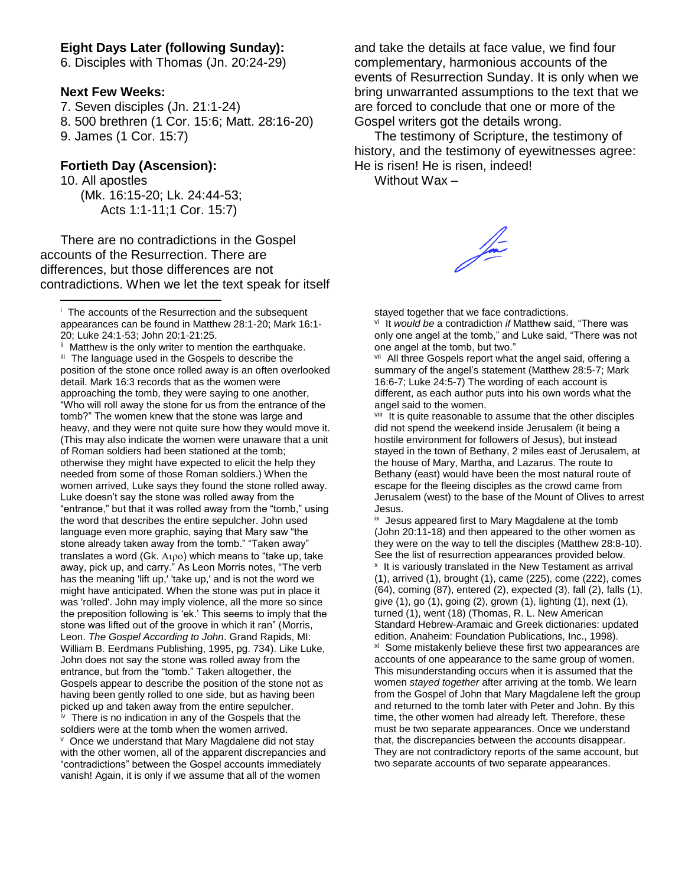**Eight Days Later (following Sunday):**

6. Disciples with Thomas (Jn. 20:24-29)

**Next Few Weeks:**

7. Seven disciples (Jn. 21:1-24)
8. 500 brethren (1 Cor. 15:6; Matt. 28:16-20)
9. James (1 Cor. 15:7)

**Fortieth Day (Ascension):**

10. All apostles
    (Mk. 16:15-20; Lk. 24:44-53;
    Acts 1:1-11;1 Cor. 15:7)

There are no contradictions in the Gospel accounts of the Resurrection. There are differences, but those differences are not contradictions. When we let the text speak for itself and take the details at face value, we find four complementary, harmonious accounts of the events of Resurrection Sunday. It is only when we bring unwarranted assumptions to the text that we are forced to conclude that one or more of the Gospel writers got the details wrong.

The testimony of Scripture, the testimony of history, and the testimony of eyewitnesses agree: He is risen! He is risen, indeed!

Without Wax –

---

[i] The accounts of the Resurrection and the subsequent appearances can be found in Matthew 28:1-20; Mark 16:1-20; Luke 24:1-53; John 20:1-21:25.

[ii] Matthew is the only writer to mention the earthquake.

[iii] The language used in the Gospels to describe the position of the stone once rolled away is an often overlooked detail. Mark 16:3 records that as the women were approaching the tomb, they were saying to one another, "Who will roll away the stone for us from the entrance of the tomb?" The women knew that the stone was large and heavy, and they were not quite sure how they would move it. (This may also indicate the women were unaware that a unit of Roman soldiers had been stationed at the tomb; otherwise they might have expected to elicit the help they needed from some of those Roman soldiers.) When the women arrived, Luke says they found the stone rolled away. Luke doesn't say the stone was rolled away from the "entrance," but that it was rolled away from the "tomb," using the word that describes the entire sepulcher. John used language even more graphic, saying that Mary saw "the stone already taken away from the tomb." "Taken away" translates a word (Gk. Αιρο) which means to "take up, take away, pick up, and carry." As Leon Morris notes, "The verb has the meaning 'lift up,' 'take up,' and is not the word we might have anticipated. When the stone was put in place it was 'rolled'. John may imply violence, all the more so since the preposition following is 'ek.' This seems to imply that the stone was lifted out of the groove in which it ran" (Morris, Leon. *The Gospel According to John*. Grand Rapids, MI: William B. Eerdmans Publishing, 1995, pg. 734). Like Luke, John does not say the stone was rolled away from the entrance, but from the "tomb." Taken altogether, the Gospels appear to describe the position of the stone not as having been gently rolled to one side, but as having been picked up and taken away from the entire sepulcher.

[iv] There is no indication in any of the Gospels that the soldiers were at the tomb when the women arrived.

[v] Once we understand that Mary Magdalene did not stay with the other women, all of the apparent discrepancies and "contradictions" between the Gospel accounts immediately vanish! Again, it is only if we assume that all of the women stayed together that we face contradictions.

[vi] It *would be* a contradiction *if* Matthew said, "There was only one angel at the tomb," and Luke said, "There was not one angel at the tomb, but two."

[vii] All three Gospels report what the angel said, offering a summary of the angel's statement (Matthew 28:5-7; Mark 16:6-7; Luke 24:5-7) The wording of each account is different, as each author puts into his own words what the angel said to the women.

[viii] It is quite reasonable to assume that the other disciples did not spend the weekend inside Jerusalem (it being a hostile environment for followers of Jesus), but instead stayed in the town of Bethany, 2 miles east of Jerusalem, at the house of Mary, Martha, and Lazarus. The route to Bethany (east) would have been the most natural route of escape for the fleeing disciples as the crowd came from Jerusalem (west) to the base of the Mount of Olives to arrest Jesus.

[ix] Jesus appeared first to Mary Magdalene at the tomb (John 20:11-18) and then appeared to the other women as they were on the way to tell the disciples (Matthew 28:8-10). See the list of resurrection appearances provided below.

[x] It is variously translated in the New Testament as arrival (1), arrived (1), brought (1), came (225), come (222), comes (64), coming (87), entered (2), expected (3), fall (2), falls (1), give (1), go (1), going (2), grown (1), lighting (1), next (1), turned (1), went (18) (Thomas, R. L. New American Standard Hebrew-Aramaic and Greek dictionaries: updated edition. Anaheim: Foundation Publications, Inc., 1998).

[xi] Some mistakenly believe these first two appearances are accounts of one appearance to the same group of women. This misunderstanding occurs when it is assumed that the women *stayed together* after arriving at the tomb. We learn from the Gospel of John that Mary Magdalene left the group and returned to the tomb later with Peter and John. By this time, the other women had already left. Therefore, these must be two separate appearances. Once we understand that, the discrepancies between the accounts disappear. They are not contradictory reports of the same account, but two separate accounts of two separate appearances.